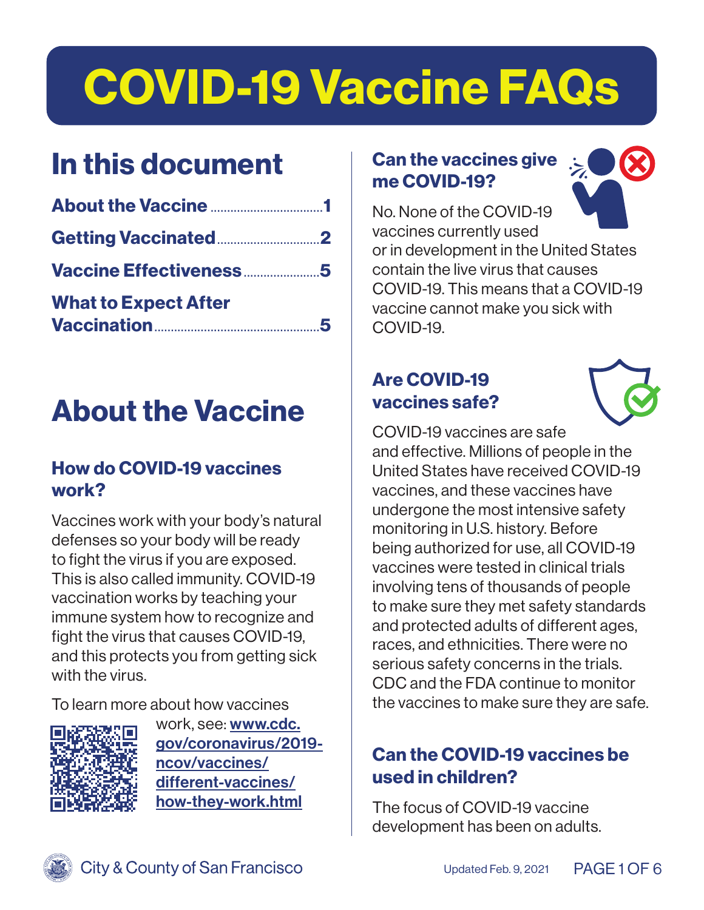# COVID-19 Vaccine FAQs

## In this document

- **About the Vaccine** ........ 1
- **Getting Vaccinated** ........ 2
- **Vaccine Effectiveness** ........ 5
- **What to Expect After Vaccination** ........ 5

## About the Vaccine

### How do COVID-19 vaccines work?

Vaccines work with your body's natural defenses so your body will be ready to fight the virus if you are exposed. This is also called immunity. COVID-19 vaccination works by teaching your immune system how to recognize and fight the virus that causes COVID-19, and this protects you from getting sick with the virus.

To learn more about how vaccines work, see: [www.cdc.gov/coronavirus/2019-ncov/vaccines/different-vaccines/how-they-work.html](https://www.cdc.gov/coronavirus/2019-ncov/vaccines/different-vaccines/how-they-work.html)

### Can the vaccines give me COVID-19?

No. None of the COVID-19 vaccines currently used or in development in the United States contain the live virus that causes COVID-19. This means that a COVID-19 vaccine cannot make you sick with COVID-19.

### Are COVID-19 vaccines safe?

COVID-19 vaccines are safe and effective. Millions of people in the United States have received COVID-19 vaccines, and these vaccines have undergone the most intensive safety monitoring in U.S. history. Before being authorized for use, all COVID-19 vaccines were tested in clinical trials involving tens of thousands of people to make sure they met safety standards and protected adults of different ages, races, and ethnicities. There were no serious safety concerns in the trials. CDC and the FDA continue to monitor the vaccines to make sure they are safe.

### Can the COVID-19 vaccines be used in children?

The focus of COVID-19 vaccine development has been on adults.

City & County of San Francisco

Updated Feb. 9, 2021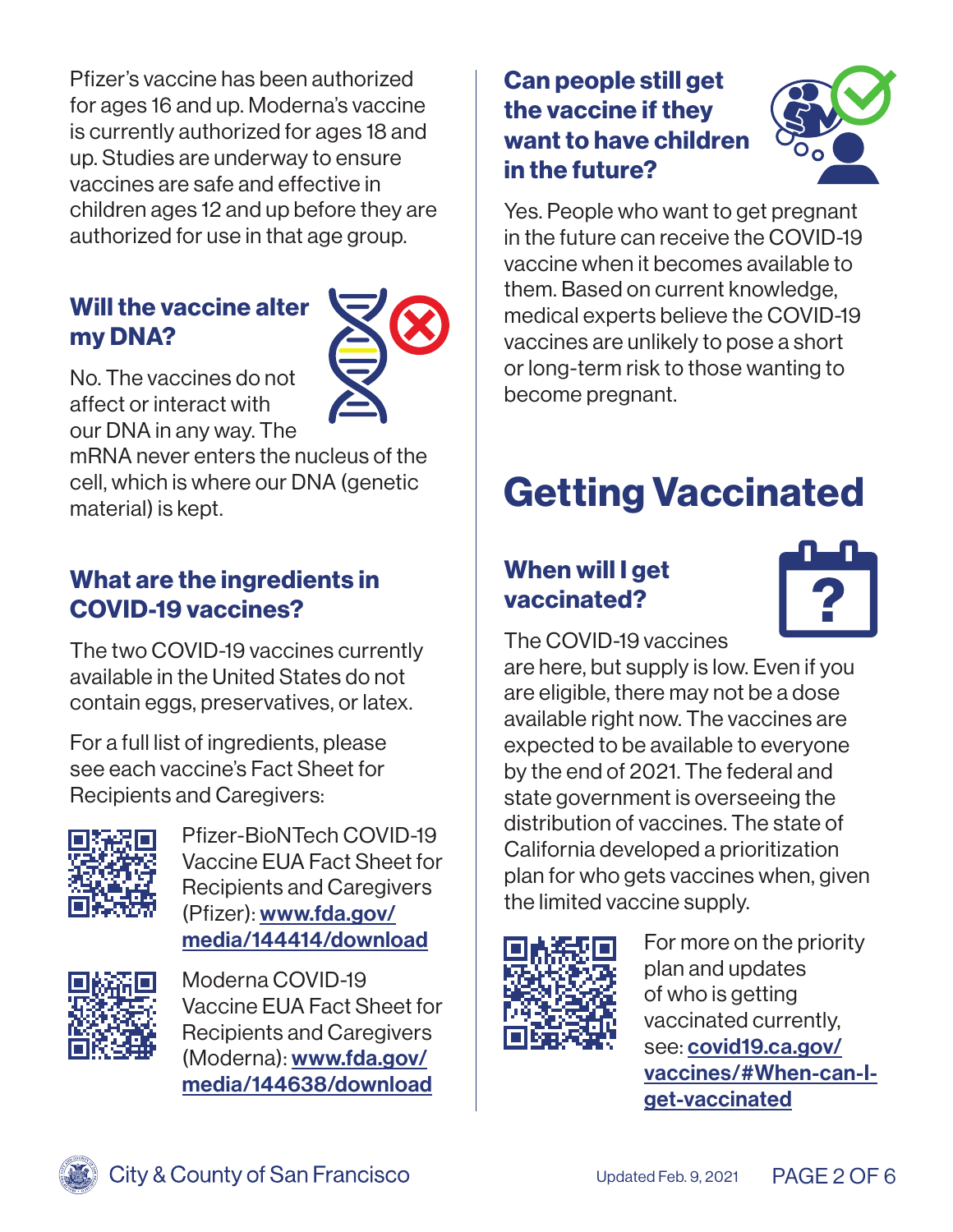Pfizer's vaccine has been authorized for ages 16 and up. Moderna's vaccine is currently authorized for ages 18 and up. Studies are underway to ensure vaccines are safe and effective in children ages 12 and up before they are authorized for use in that age group.

### Will the vaccine alter my DNA?

No. The vaccines do not affect or interact with our DNA in any way. The mRNA never enters the nucleus of the cell, which is where our DNA (genetic material) is kept.

### What are the ingredients in COVID-19 vaccines?

The two COVID-19 vaccines currently available in the United States do not contain eggs, preservatives, or latex.

For a full list of ingredients, please see each vaccine's Fact Sheet for Recipients and Caregivers:

Pfizer-BioNTech COVID-19 Vaccine EUA Fact Sheet for Recipients and Caregivers (Pfizer): **www.fda.gov/media/144414/download**

Moderna COVID-19 Vaccine EUA Fact Sheet for Recipients and Caregivers (Moderna): **www.fda.gov/media/144638/download**

### Can people still get the vaccine if they want to have children in the future?

Yes. People who want to get pregnant in the future can receive the COVID-19 vaccine when it becomes available to them. Based on current knowledge, medical experts believe the COVID-19 vaccines are unlikely to pose a short or long-term risk to those wanting to become pregnant.

## Getting Vaccinated

### When will I get vaccinated?

The COVID-19 vaccines are here, but supply is low. Even if you are eligible, there may not be a dose available right now. The vaccines are expected to be available to everyone by the end of 2021. The federal and state government is overseeing the distribution of vaccines. The state of California developed a prioritization plan for who gets vaccines when, given the limited vaccine supply.

For more on the priority plan and updates of who is getting vaccinated currently, see: **covid19.ca.gov/vaccines/#When-can-I-get-vaccinated**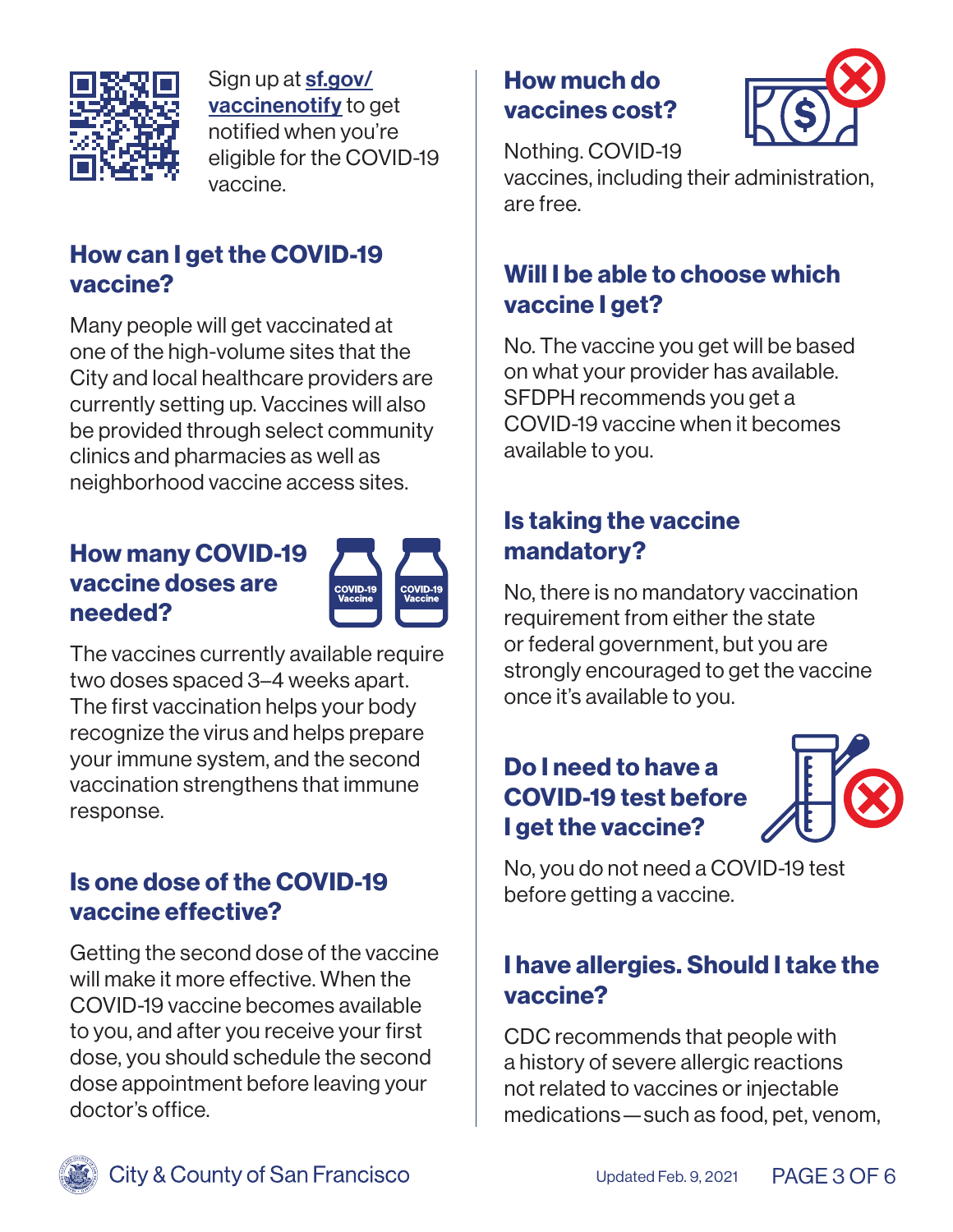Sign up at [sf.gov/vaccinenotify](sf.gov/vaccinenotify) to get notified when you're eligible for the COVID-19 vaccine.

## How can I get the COVID-19 vaccine?

Many people will get vaccinated at one of the high-volume sites that the City and local healthcare providers are currently setting up. Vaccines will also be provided through select community clinics and pharmacies as well as neighborhood vaccine access sites.

## How many COVID-19 vaccine doses are needed?

The vaccines currently available require two doses spaced 3–4 weeks apart. The first vaccination helps your body recognize the virus and helps prepare your immune system, and the second vaccination strengthens that immune response.

## Is one dose of the COVID-19 vaccine effective?

Getting the second dose of the vaccine will make it more effective. When the COVID-19 vaccine becomes available to you, and after you receive your first dose, you should schedule the second dose appointment before leaving your doctor's office.

## How much do vaccines cost?

Nothing. COVID-19 vaccines, including their administration, are free.

## Will I be able to choose which vaccine I get?

No. The vaccine you get will be based on what your provider has available. SFDPH recommends you get a COVID-19 vaccine when it becomes available to you.

## Is taking the vaccine mandatory?

No, there is no mandatory vaccination requirement from either the state or federal government, but you are strongly encouraged to get the vaccine once it's available to you.

## Do I need to have a COVID-19 test before I get the vaccine?

No, you do not need a COVID-19 test before getting a vaccine.

## I have allergies. Should I take the vaccine?

CDC recommends that people with a history of severe allergic reactions not related to vaccines or injectable medications—such as food, pet, venom,

City & County of San Francisco

Updated Feb. 9, 2021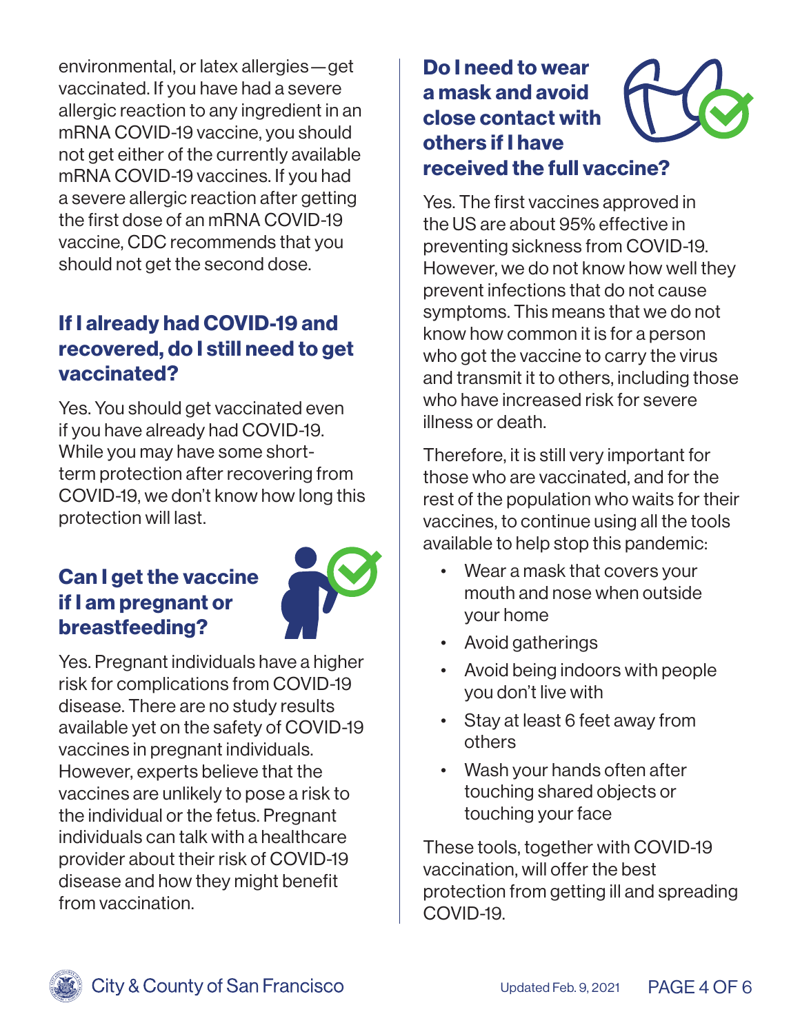environmental, or latex allergies—get vaccinated. If you have had a severe allergic reaction to any ingredient in an mRNA COVID-19 vaccine, you should not get either of the currently available mRNA COVID-19 vaccines. If you had a severe allergic reaction after getting the first dose of an mRNA COVID-19 vaccine, CDC recommends that you should not get the second dose.

## If I already had COVID-19 and recovered, do I still need to get vaccinated?

Yes. You should get vaccinated even if you have already had COVID-19. While you may have some short-term protection after recovering from COVID-19, we don't know how long this protection will last.

## Can I get the vaccine if I am pregnant or breastfeeding?

Yes. Pregnant individuals have a higher risk for complications from COVID-19 disease. There are no study results available yet on the safety of COVID-19 vaccines in pregnant individuals. However, experts believe that the vaccines are unlikely to pose a risk to the individual or the fetus. Pregnant individuals can talk with a healthcare provider about their risk of COVID-19 disease and how they might benefit from vaccination.

## Do I need to wear a mask and avoid close contact with others if I have received the full vaccine?

Yes. The first vaccines approved in the US are about 95% effective in preventing sickness from COVID-19. However, we do not know how well they prevent infections that do not cause symptoms. This means that we do not know how common it is for a person who got the vaccine to carry the virus and transmit it to others, including those who have increased risk for severe illness or death.

Therefore, it is still very important for those who are vaccinated, and for the rest of the population who waits for their vaccines, to continue using all the tools available to help stop this pandemic:

- Wear a mask that covers your mouth and nose when outside your home
- Avoid gatherings
- Avoid being indoors with people you don't live with
- Stay at least 6 feet away from others
- Wash your hands often after touching shared objects or touching your face

These tools, together with COVID-19 vaccination, will offer the best protection from getting ill and spreading COVID-19.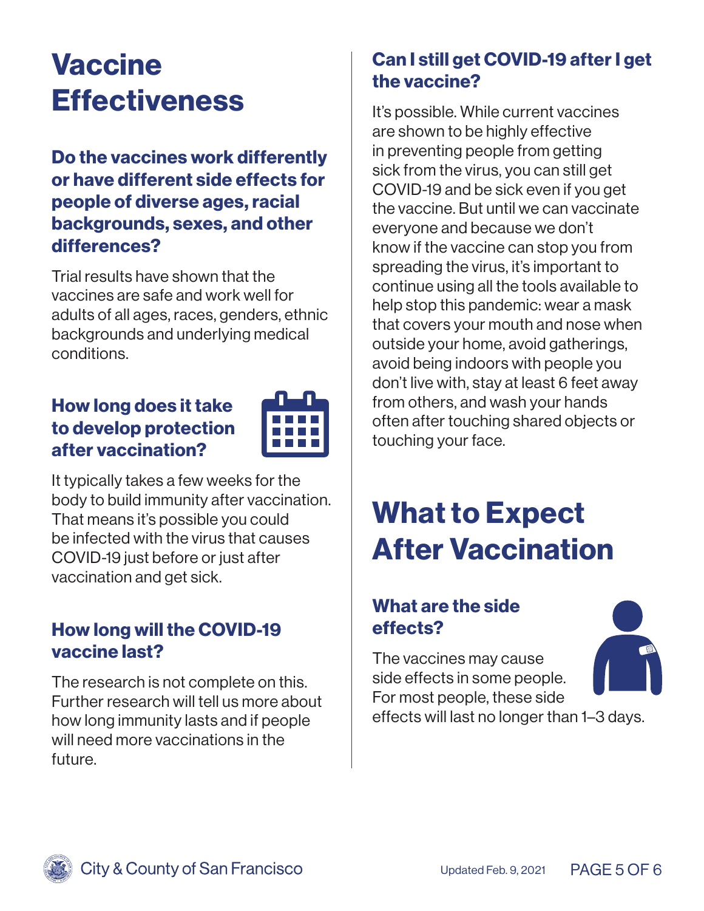# Vaccine Effectiveness

## Do the vaccines work differently or have different side effects for people of diverse ages, racial backgrounds, sexes, and other differences?

Trial results have shown that the vaccines are safe and work well for adults of all ages, races, genders, ethnic backgrounds and underlying medical conditions.

## How long does it take to develop protection after vaccination?

It typically takes a few weeks for the body to build immunity after vaccination. That means it's possible you could be infected with the virus that causes COVID-19 just before or just after vaccination and get sick.

## How long will the COVID-19 vaccine last?

The research is not complete on this. Further research will tell us more about how long immunity lasts and if people will need more vaccinations in the future.

## Can I still get COVID-19 after I get the vaccine?

It's possible. While current vaccines are shown to be highly effective in preventing people from getting sick from the virus, you can still get COVID-19 and be sick even if you get the vaccine. But until we can vaccinate everyone and because we don't know if the vaccine can stop you from spreading the virus, it's important to continue using all the tools available to help stop this pandemic: wear a mask that covers your mouth and nose when outside your home, avoid gatherings, avoid being indoors with people you don't live with, stay at least 6 feet away from others, and wash your hands often after touching shared objects or touching your face.

# What to Expect After Vaccination

## What are the side effects?

The vaccines may cause side effects in some people. For most people, these side effects will last no longer than 1–3 days.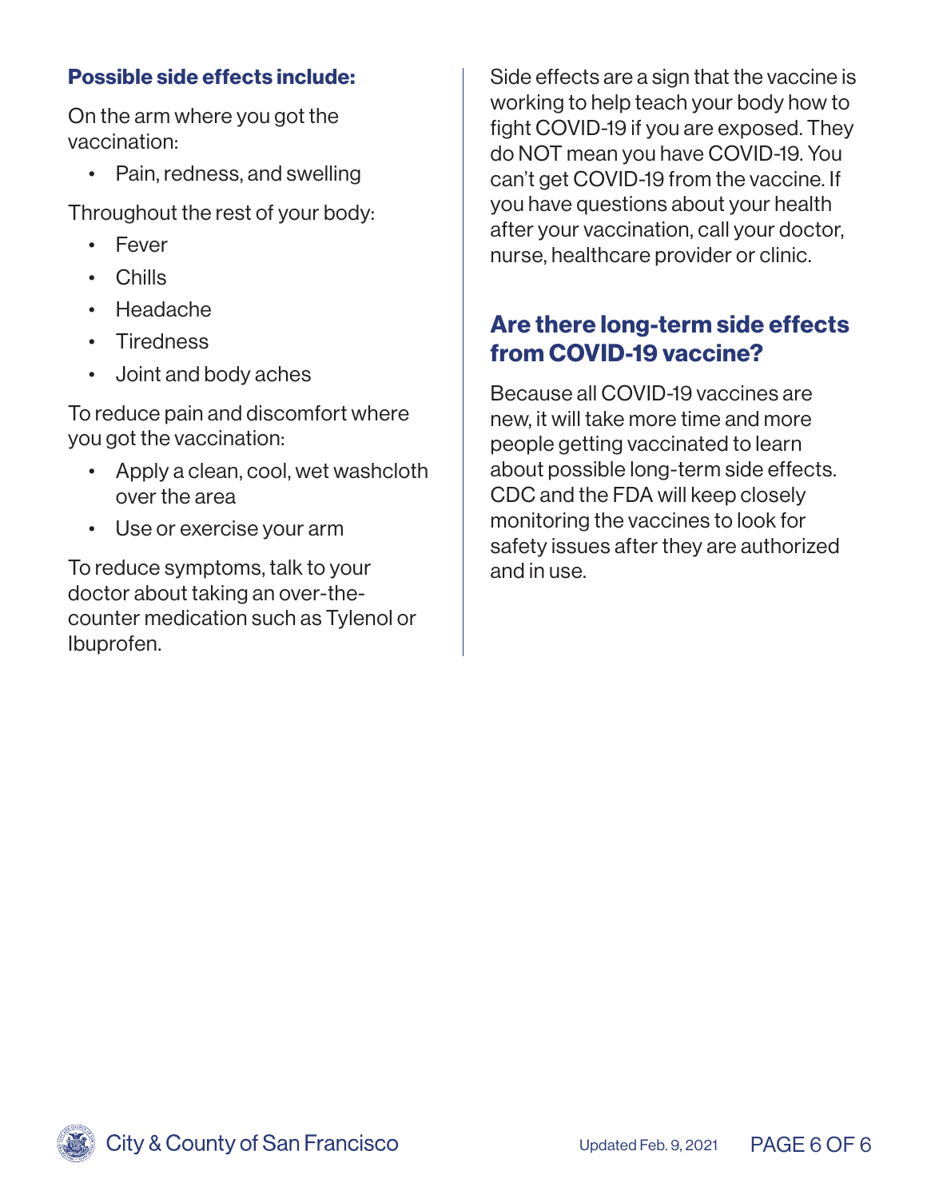**Possible side effects include:**

On the arm where you got the vaccination:

- Pain, redness, and swelling

Throughout the rest of your body:

- Fever
- Chills
- Headache
- Tiredness
- Joint and body aches

To reduce pain and discomfort where you got the vaccination:

- Apply a clean, cool, wet washcloth over the area
- Use or exercise your arm

To reduce symptoms, talk to your doctor about taking an over-the-counter medication such as Tylenol or Ibuprofen.

Side effects are a sign that the vaccine is working to help teach your body how to fight COVID-19 if you are exposed. They do NOT mean you have COVID-19. You can't get COVID-19 from the vaccine. If you have questions about your health after your vaccination, call your doctor, nurse, healthcare provider or clinic.

## Are there long-term side effects from COVID-19 vaccine?

Because all COVID-19 vaccines are new, it will take more time and more people getting vaccinated to learn about possible long-term side effects. CDC and the FDA will keep closely monitoring the vaccines to look for safety issues after they are authorized and in use.